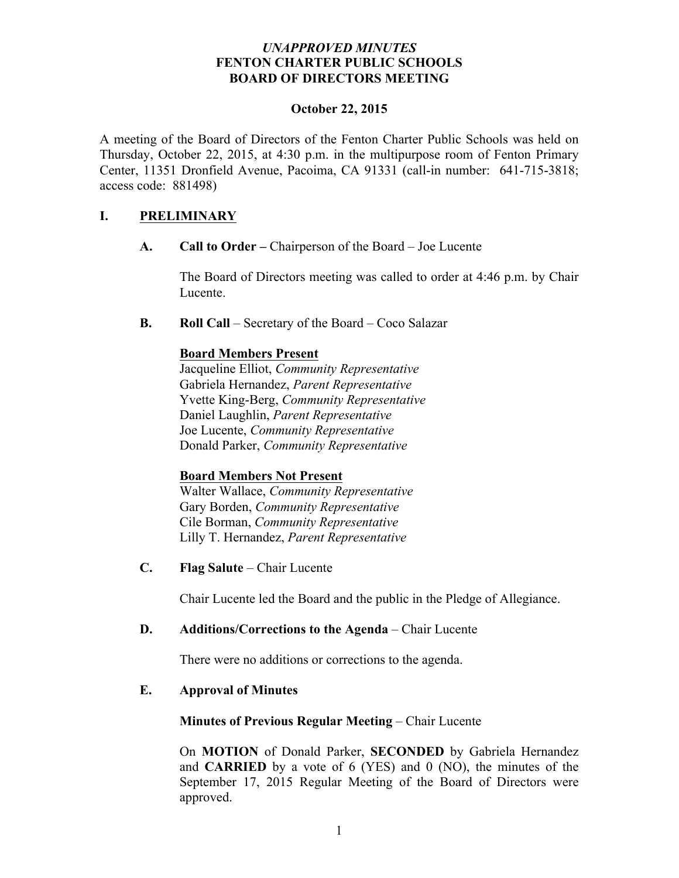*UNAPPROVED MINUTES*
**FENTON CHARTER PUBLIC SCHOOLS**
**BOARD OF DIRECTORS MEETING**

**October 22, 2015**

A meeting of the Board of Directors of the Fenton Charter Public Schools was held on Thursday, October 22, 2015, at 4:30 p.m. in the multipurpose room of Fenton Primary Center, 11351 Dronfield Avenue, Pacoima, CA 91331 (call-in number: 641-715-3818; access code: 881498)

## I. PRELIMINARY

**A. Call to Order –** Chairperson of the Board – Joe Lucente

The Board of Directors meeting was called to order at 4:46 p.m. by Chair Lucente.

**B. Roll Call** – Secretary of the Board – Coco Salazar

**Board Members Present**
Jacqueline Elliot, *Community Representative*
Gabriela Hernandez, *Parent Representative*
Yvette King-Berg, *Community Representative*
Daniel Laughlin, *Parent Representative*
Joe Lucente, *Community Representative*
Donald Parker, *Community Representative*

**Board Members Not Present**
Walter Wallace, *Community Representative*
Gary Borden, *Community Representative*
Cile Borman, *Community Representative*
Lilly T. Hernandez, *Parent Representative*

**C. Flag Salute** – Chair Lucente

Chair Lucente led the Board and the public in the Pledge of Allegiance.

**D. Additions/Corrections to the Agenda** – Chair Lucente

There were no additions or corrections to the agenda.

**E. Approval of Minutes**

**Minutes of Previous Regular Meeting** – Chair Lucente

On **MOTION** of Donald Parker, **SECONDED** by Gabriela Hernandez and **CARRIED** by a vote of 6 (YES) and 0 (NO), the minutes of the September 17, 2015 Regular Meeting of the Board of Directors were approved.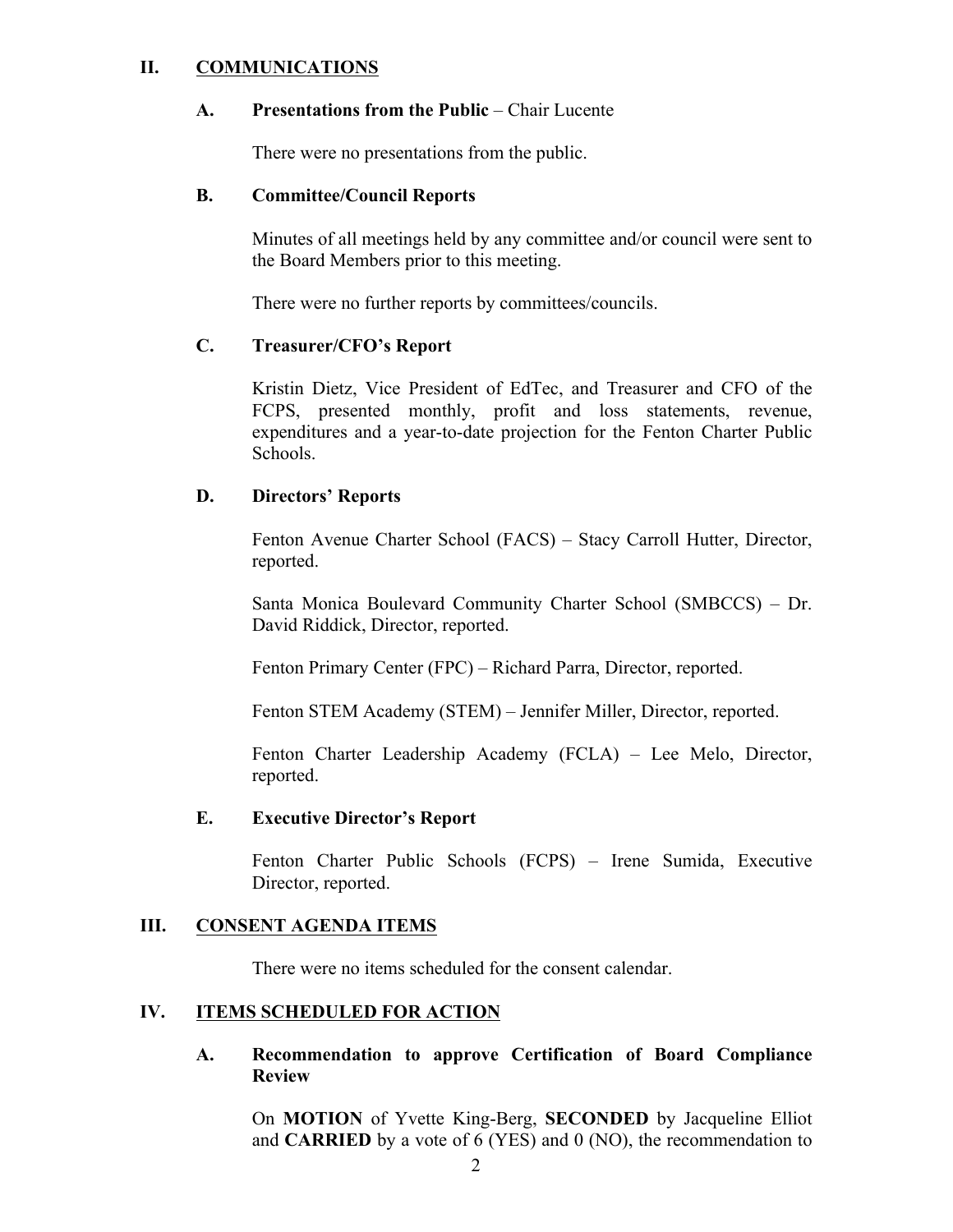## II. COMMUNICATIONS

### A. Presentations from the Public – Chair Lucente

There were no presentations from the public.

### B. Committee/Council Reports

Minutes of all meetings held by any committee and/or council were sent to the Board Members prior to this meeting.

There were no further reports by committees/councils.

### C. Treasurer/CFO's Report

Kristin Dietz, Vice President of EdTec, and Treasurer and CFO of the FCPS, presented monthly, profit and loss statements, revenue, expenditures and a year-to-date projection for the Fenton Charter Public Schools.

### D. Directors' Reports

Fenton Avenue Charter School (FACS) – Stacy Carroll Hutter, Director, reported.

Santa Monica Boulevard Community Charter School (SMBCCS) – Dr. David Riddick, Director, reported.

Fenton Primary Center (FPC) – Richard Parra, Director, reported.

Fenton STEM Academy (STEM) – Jennifer Miller, Director, reported.

Fenton Charter Leadership Academy (FCLA) – Lee Melo, Director, reported.

### E. Executive Director's Report

Fenton Charter Public Schools (FCPS) – Irene Sumida, Executive Director, reported.

## III. CONSENT AGENDA ITEMS

There were no items scheduled for the consent calendar.

## IV. ITEMS SCHEDULED FOR ACTION

### A. Recommendation to approve Certification of Board Compliance Review

On **MOTION** of Yvette King-Berg, **SECONDED** by Jacqueline Elliot and **CARRIED** by a vote of 6 (YES) and 0 (NO), the recommendation to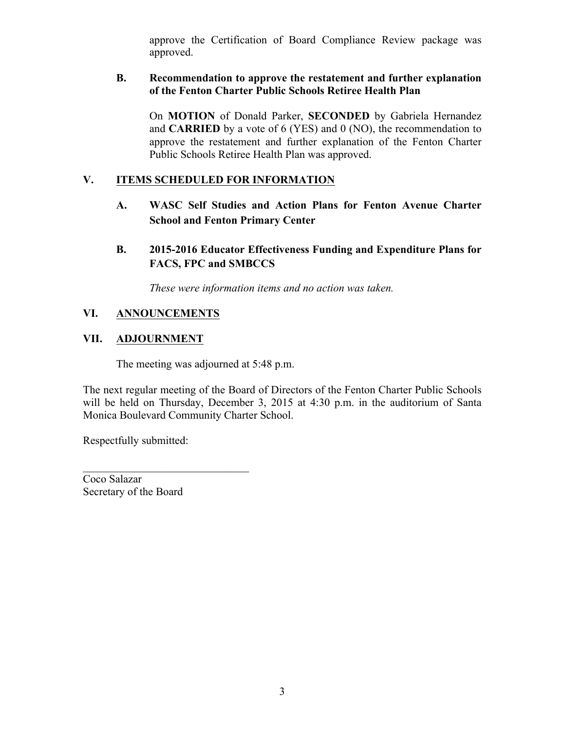approve the Certification of Board Compliance Review package was approved.

**B. Recommendation to approve the restatement and further explanation of the Fenton Charter Public Schools Retiree Health Plan**

On **MOTION** of Donald Parker, **SECONDED** by Gabriela Hernandez and **CARRIED** by a vote of 6 (YES) and 0 (NO), the recommendation to approve the restatement and further explanation of the Fenton Charter Public Schools Retiree Health Plan was approved.

## V. ITEMS SCHEDULED FOR INFORMATION

**A. WASC Self Studies and Action Plans for Fenton Avenue Charter School and Fenton Primary Center**

**B. 2015-2016 Educator Effectiveness Funding and Expenditure Plans for FACS, FPC and SMBCCS**

*These were information items and no action was taken.*

## VI. ANNOUNCEMENTS

## VII. ADJOURNMENT

The meeting was adjourned at 5:48 p.m.

The next regular meeting of the Board of Directors of the Fenton Charter Public Schools will be held on Thursday, December 3, 2015 at 4:30 p.m. in the auditorium of Santa Monica Boulevard Community Charter School.

Respectfully submitted:

\_\_\_\_\_\_\_\_\_\_\_\_\_\_\_\_\_\_\_\_\_\_\_\_\_\_\_\_\_\_

Coco Salazar
Secretary of the Board